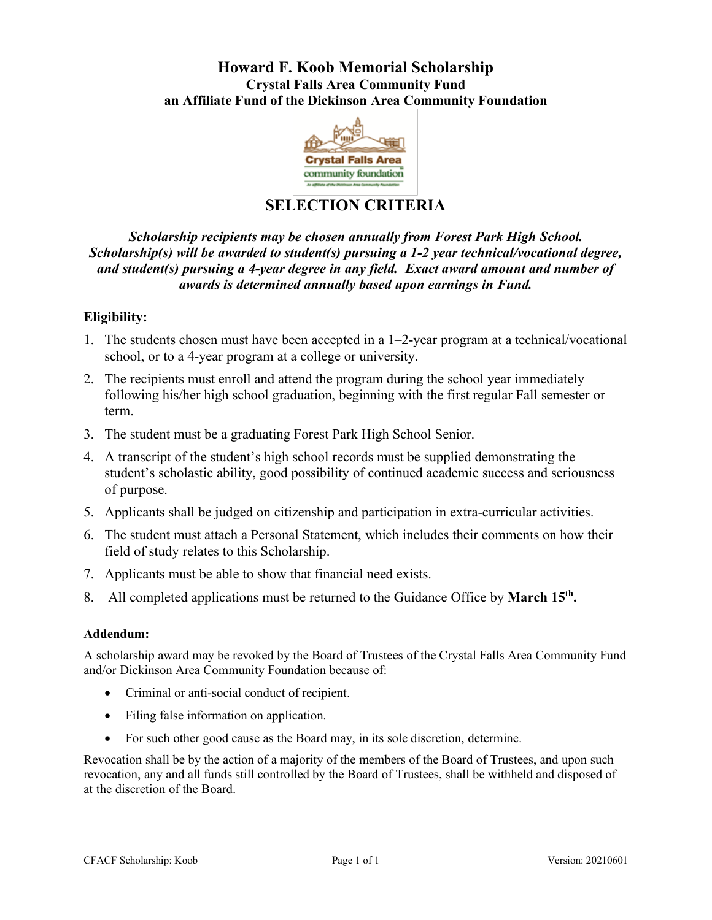# Howard F. Koob Memorial Scholarship

**Crystal Falls Area Community Fund**

**an Affiliate Fund of the Dickinson Area Community Foundation**

## SELECTION CRITERIA

***Scholarship recipients may be chosen annually from Forest Park High School. Scholarship(s) will be awarded to student(s) pursuing a 1-2 year technical/vocational degree, and student(s) pursuing a 4-year degree in any field. Exact award amount and number of awards is determined annually based upon earnings in Fund.***

### Eligibility:

1. The students chosen must have been accepted in a 1–2-year program at a technical/vocational school, or to a 4-year program at a college or university.
2. The recipients must enroll and attend the program during the school year immediately following his/her high school graduation, beginning with the first regular Fall semester or term.
3. The student must be a graduating Forest Park High School Senior.
4. A transcript of the student's high school records must be supplied demonstrating the student's scholastic ability, good possibility of continued academic success and seriousness of purpose.
5. Applicants shall be judged on citizenship and participation in extra-curricular activities.
6. The student must attach a Personal Statement, which includes their comments on how their field of study relates to this Scholarship.
7. Applicants must be able to show that financial need exists.
8. All completed applications must be returned to the Guidance Office by **March 15th.**

### Addendum:

A scholarship award may be revoked by the Board of Trustees of the Crystal Falls Area Community Fund and/or Dickinson Area Community Foundation because of:

- Criminal or anti-social conduct of recipient.
- Filing false information on application.
- For such other good cause as the Board may, in its sole discretion, determine.

Revocation shall be by the action of a majority of the members of the Board of Trustees, and upon such revocation, any and all funds still controlled by the Board of Trustees, shall be withheld and disposed of at the discretion of the Board.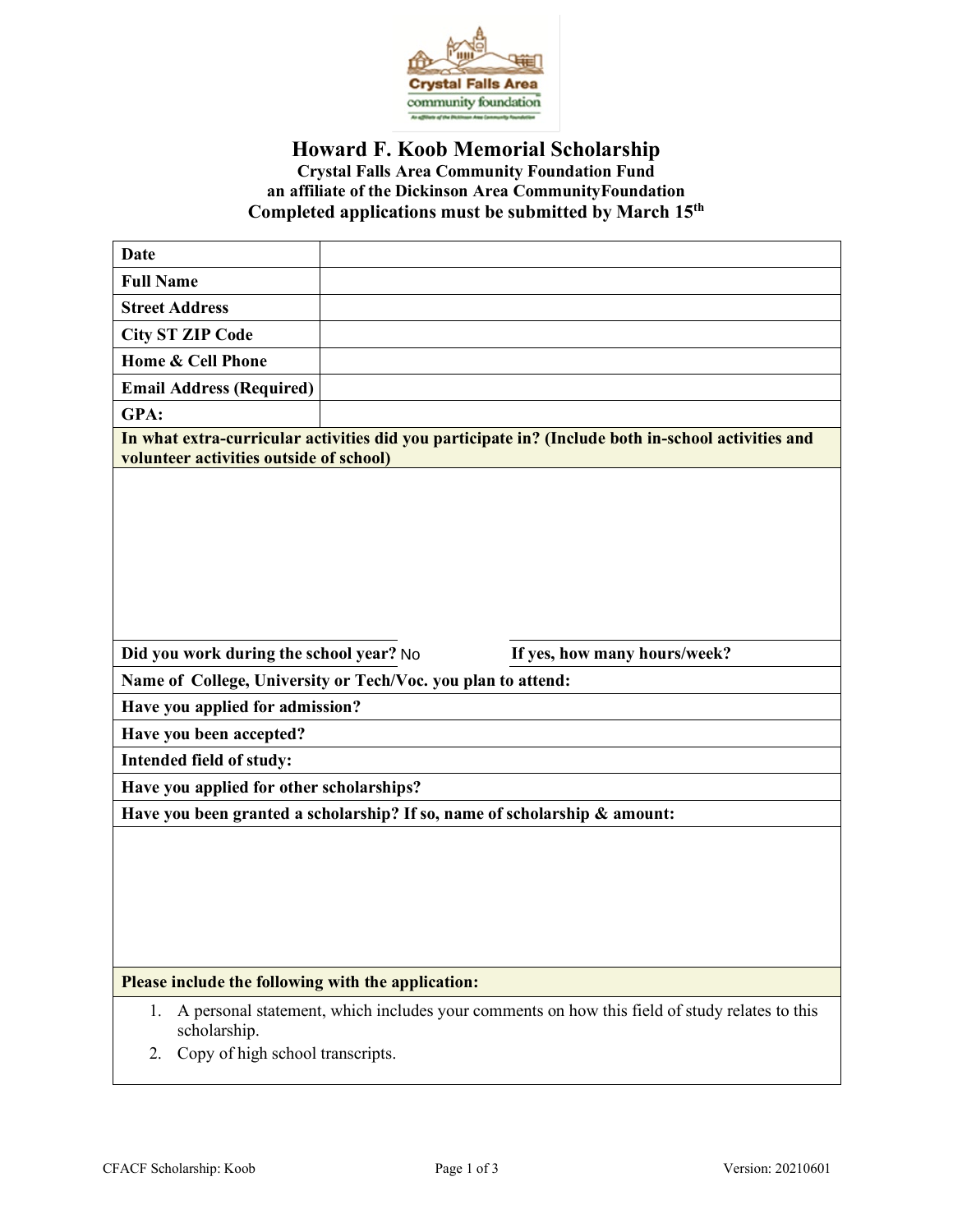# Howard F. Koob Memorial Scholarship

**Crystal Falls Area Community Foundation Fund**
**an affiliate of the Dickinson Area CommunityFoundation**
**Completed applications must be submitted by March 15th**

| | |
|---|---|
| **Date** | |
| **Full Name** | |
| **Street Address** | |
| **City ST ZIP Code** | |
| **Home & Cell Phone** | |
| **Email Address (Required)** | |
| **GPA:** | |

**In what extra-curricular activities did you participate in? (Include both in-school activities and volunteer activities outside of school)**

**Did you work during the school year?** No **If yes, how many hours/week?**

**Name of College, University or Tech/Voc. you plan to attend:**

**Have you applied for admission?**

**Have you been accepted?**

**Intended field of study:**

**Have you applied for other scholarships?**

**Have you been granted a scholarship? If so, name of scholarship & amount:**

**Please include the following with the application:**

1. A personal statement, which includes your comments on how this field of study relates to this scholarship.
2. Copy of high school transcripts.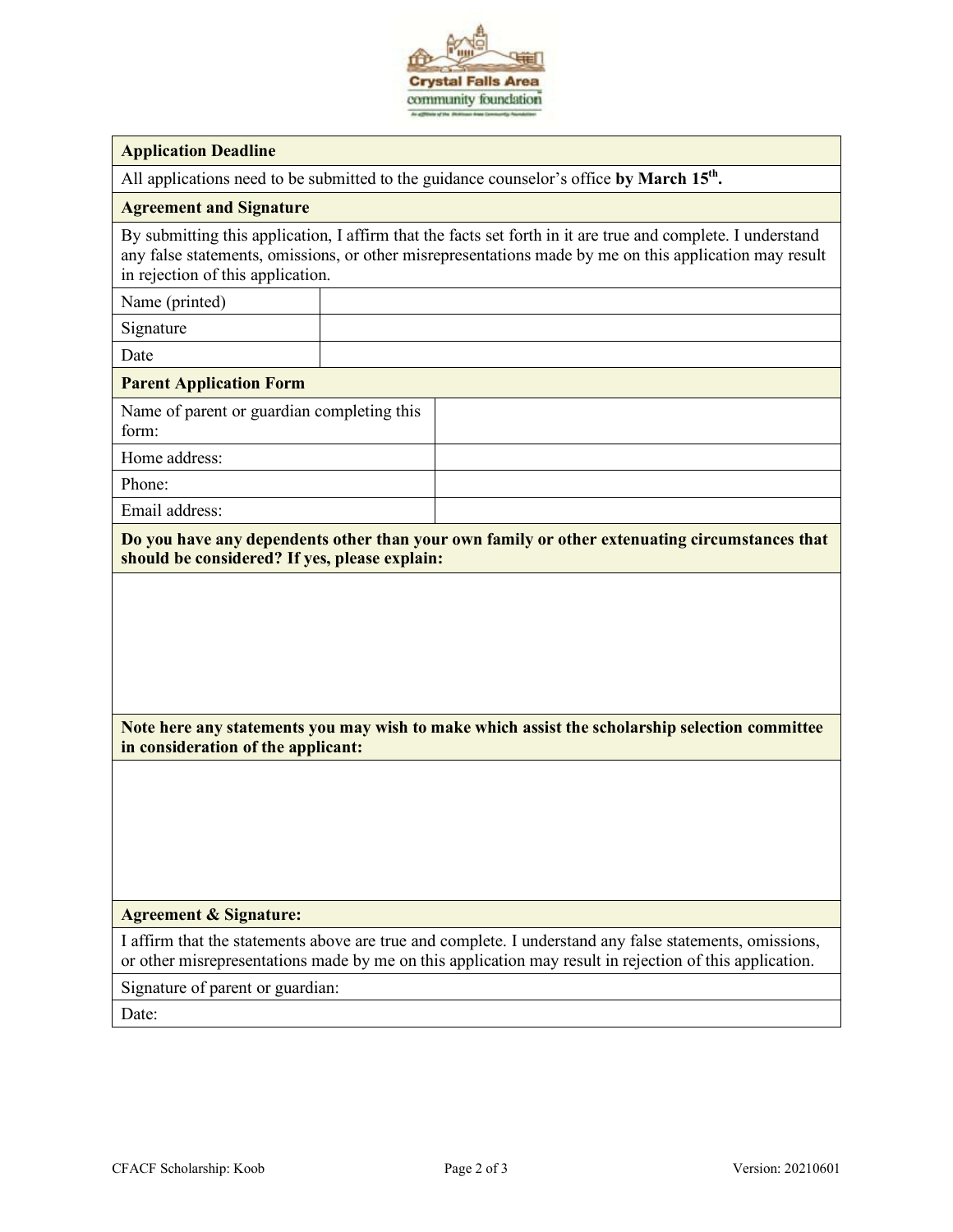| **Application Deadline** | |
|---|---|
| All applications need to be submitted to the guidance counselor's office **by March 15th.** | |

| **Agreement and Signature** | |
|---|---|
| By submitting this application, I affirm that the facts set forth in it are true and complete. I understand any false statements, omissions, or other misrepresentations made by me on this application may result in rejection of this application. | |
| Name (printed) | |
| Signature | |
| Date | |

| **Parent Application Form** | |
|---|---|
| Name of parent or guardian completing this form: | |
| Home address: | |
| Phone: | |
| Email address: | |

| **Do you have any dependents other than your own family or other extenuating circumstances that should be considered? If yes, please explain:** |
|---|
| |

| **Note here any statements you may wish to make which assist the scholarship selection committee in consideration of the applicant:** |
|---|
| |

| **Agreement & Signature:** |
|---|
| I affirm that the statements above are true and complete. I understand any false statements, omissions, or other misrepresentations made by me on this application may result in rejection of this application. |
| Signature of parent or guardian: |
| Date: |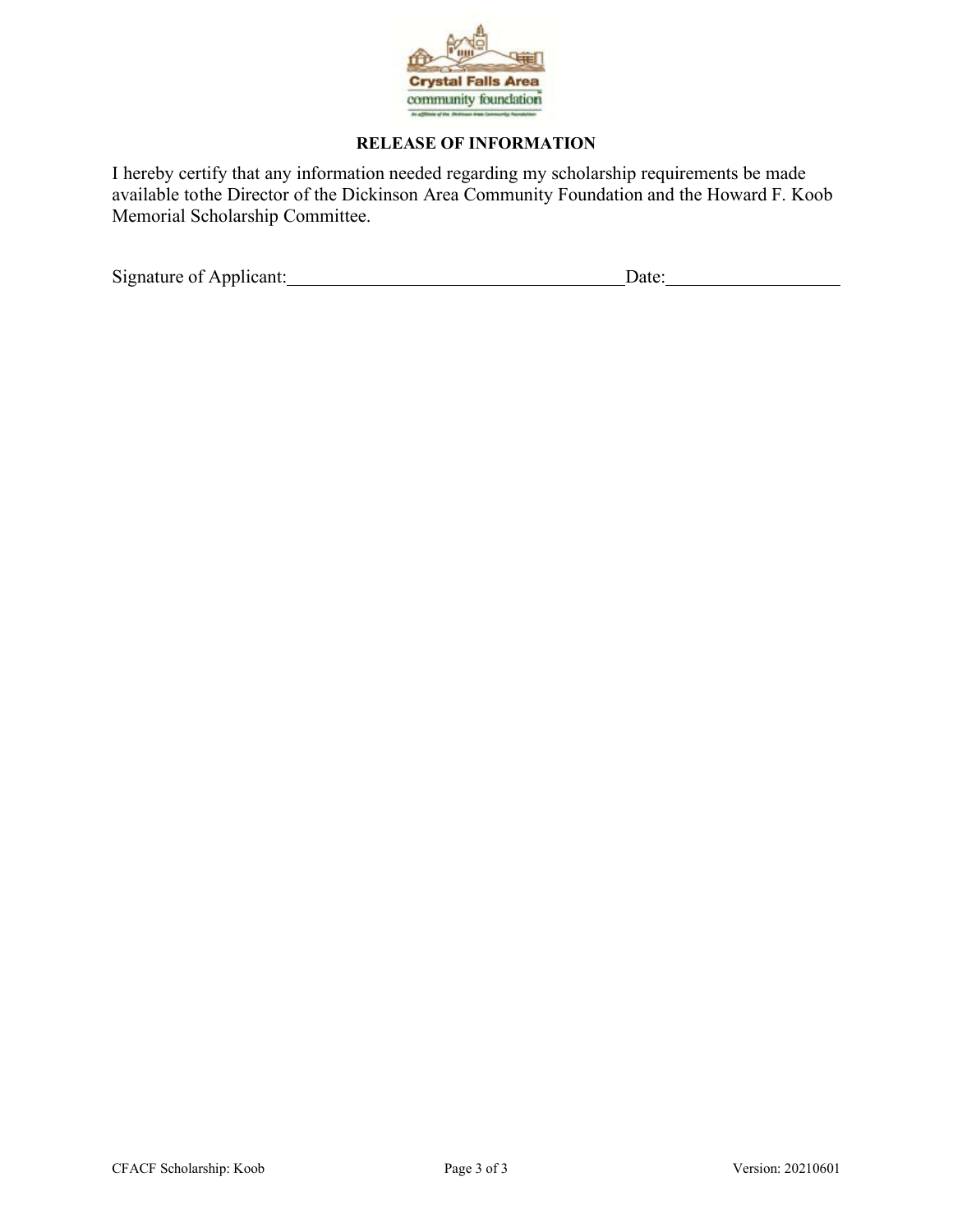## RELEASE OF INFORMATION

I hereby certify that any information needed regarding my scholarship requirements be made available tothe Director of the Dickinson Area Community Foundation and the Howard F. Koob Memorial Scholarship Committee.

Signature of Applicant:\_\_\_\_\_\_\_\_\_\_\_\_\_\_\_\_\_\_\_\_\_\_\_\_\_\_\_\_\_\_\_\_\_\_\_\_Date:\_\_\_\_\_\_\_\_\_\_\_\_\_\_\_\_\_\_